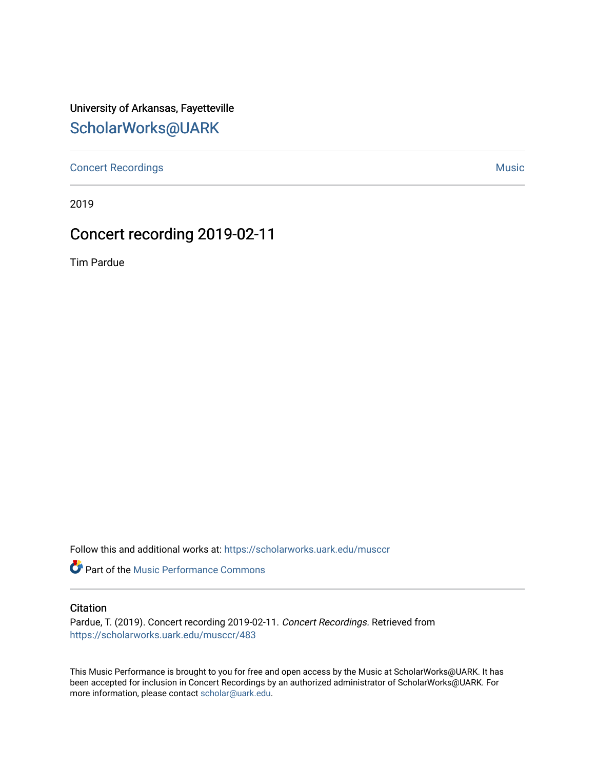University of Arkansas, Fayetteville

## ScholarWorks@UARK

Concert Recordings | Music

2019

# Concert recording 2019-02-11

Tim Pardue

Follow this and additional works at: https://scholarworks.uark.edu/musccr

Part of the Music Performance Commons

### Citation

Pardue, T. (2019). Concert recording 2019-02-11. *Concert Recordings.* Retrieved from https://scholarworks.uark.edu/musccr/483

This Music Performance is brought to you for free and open access by the Music at ScholarWorks@UARK. It has been accepted for inclusion in Concert Recordings by an authorized administrator of ScholarWorks@UARK. For more information, please contact scholar@uark.edu.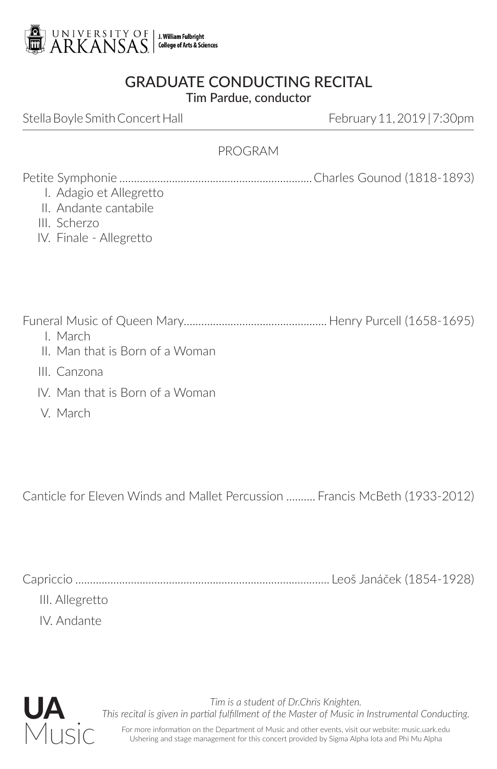UNIVERSITY OF ARKANSAS | J. William Fulbright College of Arts & Sciences

# GRADUATE CONDUCTING RECITAL

**Tim Pardue, conductor**

Stella Boyle Smith Concert Hall — February 11, 2019 | 7:30pm

## PROGRAM

Petite Symphonie .................................................................. Charles Gounod (1818-1893)

- I. Adagio et Allegretto
- II. Andante cantabile
- III. Scherzo
- IV. Finale - Allegretto

Funeral Music of Queen Mary................................................. Henry Purcell (1658-1695)

- I. March
- II. Man that is Born of a Woman
- III. Canzona
- IV. Man that is Born of a Woman
- V. March

Canticle for Eleven Winds and Mallet Percussion .......... Francis McBeth (1933-2012)

Capriccio ...................................................................................... Leoš Janáček (1854-1928)

- III. Allegretto
- IV. Andante

UA Music

*Tim is a student of Dr.Chris Knighten.*
*This recital is given in partial fulfillment of the Master of Music in Instrumental Conducting.*

For more information on the Department of Music and other events, visit our website: music.uark.edu
Ushering and stage management for this concert provided by Sigma Alpha Iota and Phi Mu Alpha